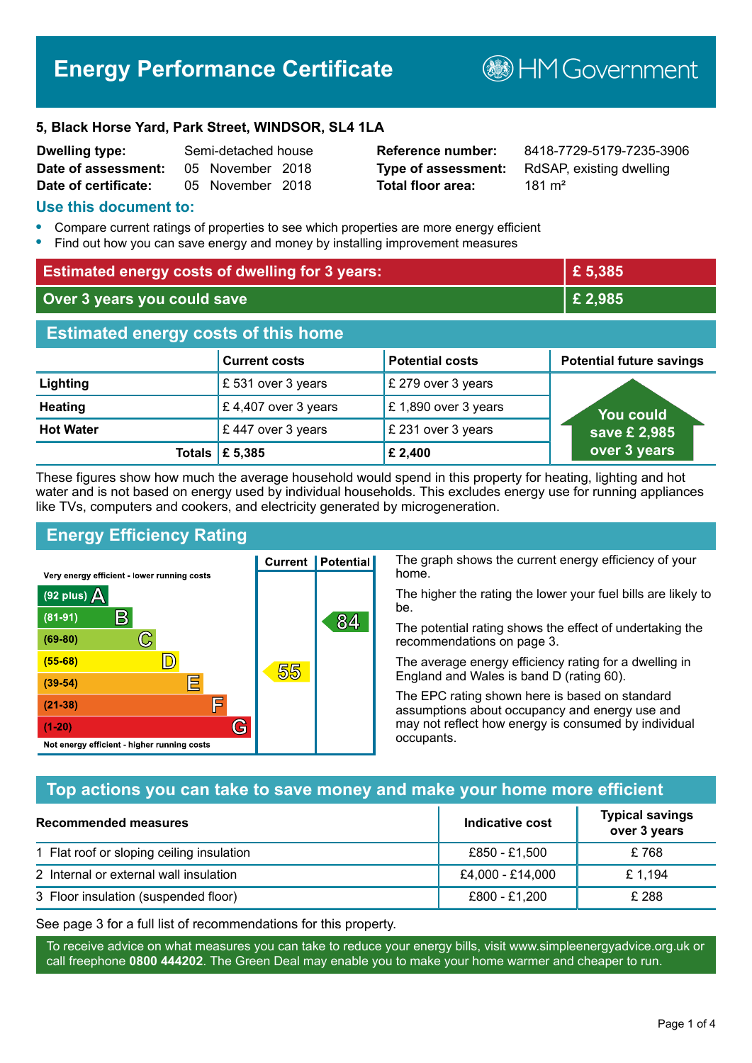# Energy Performance Certificate

HM Government

**5, Black Horse Yard, Park Street, WINDSOR, SL4 1LA**

| | | | |
|---|---|---|---|
| **Dwelling type:** | Semi-detached house | **Reference number:** | 8418-7729-5179-7235-3906 |
| **Date of assessment:** | 05 November 2018 | **Type of assessment:** | RdSAP, existing dwelling |
| **Date of certificate:** | 05 November 2018 | **Total floor area:** | 181 m² |

## Use this document to:

- Compare current ratings of properties to see which properties are more energy efficient
- Find out how you can save energy and money by installing improvement measures

| | |
|---|---|
| **Estimated energy costs of dwelling for 3 years:** | **£ 5,385** |
| **Over 3 years you could save** | **£ 2,985** |

## Estimated energy costs of this home

| | Current costs | Potential costs | Potential future savings |
|---|---|---|---|
| **Lighting** | £ 531 over 3 years | £ 279 over 3 years | You could save £ 2,985 over 3 years |
| **Heating** | £ 4,407 over 3 years | £ 1,890 over 3 years | |
| **Hot Water** | £ 447 over 3 years | £ 231 over 3 years | |
| **Totals** | **£ 5,385** | **£ 2,400** | |

These figures show how much the average household would spend in this property for heating, lighting and hot water and is not based on energy used by individual households. This excludes energy use for running appliances like TVs, computers and cookers, and electricity generated by microgeneration.

## Energy Efficiency Rating

| Rating | Current | Potential |
|---|---|---|
| Very energy efficient - lower running costs | | |
| (92 plus) A | | |
| (81-91) B | | 84 |
| (69-80) C | | |
| (55-68) D | 55 | |
| (39-54) E | | |
| (21-38) F | | |
| (1-20) G | | |
| Not energy efficient - higher running costs | | |

The graph shows the current energy efficiency of your home.

The higher the rating the lower your fuel bills are likely to be.

The potential rating shows the effect of undertaking the recommendations on page 3.

The average energy efficiency rating for a dwelling in England and Wales is band D (rating 60).

The EPC rating shown here is based on standard assumptions about occupancy and energy use and may not reflect how energy is consumed by individual occupants.

## Top actions you can take to save money and make your home more efficient

| Recommended measures | Indicative cost | Typical savings over 3 years |
|---|---|---|
| 1 Flat roof or sloping ceiling insulation | £850 - £1,500 | £ 768 |
| 2 Internal or external wall insulation | £4,000 - £14,000 | £ 1,194 |
| 3 Floor insulation (suspended floor) | £800 - £1,200 | £ 288 |

See page 3 for a full list of recommendations for this property.

To receive advice on what measures you can take to reduce your energy bills, visit www.simpleenergyadvice.org.uk or call freephone **0800 444202**. The Green Deal may enable you to make your home warmer and cheaper to run.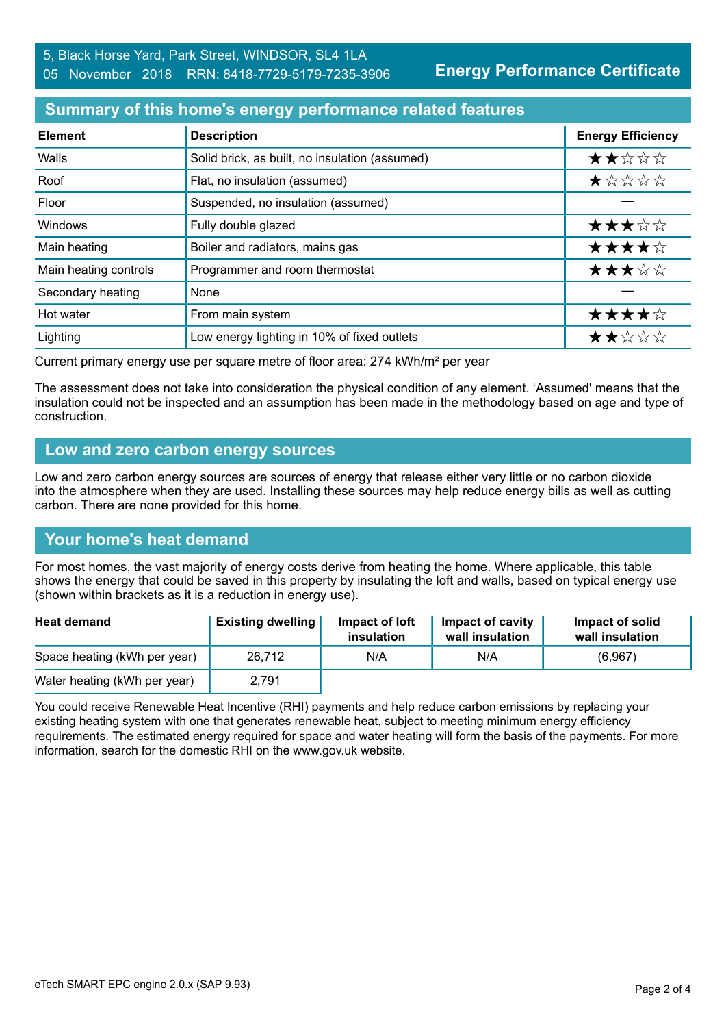## Summary of this home's energy performance related features

| Element | Description | Energy Efficiency |
|---|---|---|
| Walls | Solid brick, as built, no insulation (assumed) | ★★☆☆☆ |
| Roof | Flat, no insulation (assumed) | ★☆☆☆☆ |
| Floor | Suspended, no insulation (assumed) | — |
| Windows | Fully double glazed | ★★★☆☆ |
| Main heating | Boiler and radiators, mains gas | ★★★★☆ |
| Main heating controls | Programmer and room thermostat | ★★★☆☆ |
| Secondary heating | None | — |
| Hot water | From main system | ★★★★☆ |
| Lighting | Low energy lighting in 10% of fixed outlets | ★★☆☆☆ |

Current primary energy use per square metre of floor area: 274 kWh/m² per year

The assessment does not take into consideration the physical condition of any element. 'Assumed' means that the insulation could not be inspected and an assumption has been made in the methodology based on age and type of construction.

## Low and zero carbon energy sources

Low and zero carbon energy sources are sources of energy that release either very little or no carbon dioxide into the atmosphere when they are used. Installing these sources may help reduce energy bills as well as cutting carbon. There are none provided for this home.

## Your home's heat demand

For most homes, the vast majority of energy costs derive from heating the home. Where applicable, this table shows the energy that could be saved in this property by insulating the loft and walls, based on typical energy use (shown within brackets as it is a reduction in energy use).

| Heat demand | Existing dwelling | Impact of loft insulation | Impact of cavity wall insulation | Impact of solid wall insulation |
|---|---|---|---|---|
| Space heating (kWh per year) | 26,712 | N/A | N/A | (6,967) |
| Water heating (kWh per year) | 2,791 | | | |

You could receive Renewable Heat Incentive (RHI) payments and help reduce carbon emissions by replacing your existing heating system with one that generates renewable heat, subject to meeting minimum energy efficiency requirements. The estimated energy required for space and water heating will form the basis of the payments. For more information, search for the domestic RHI on the www.gov.uk website.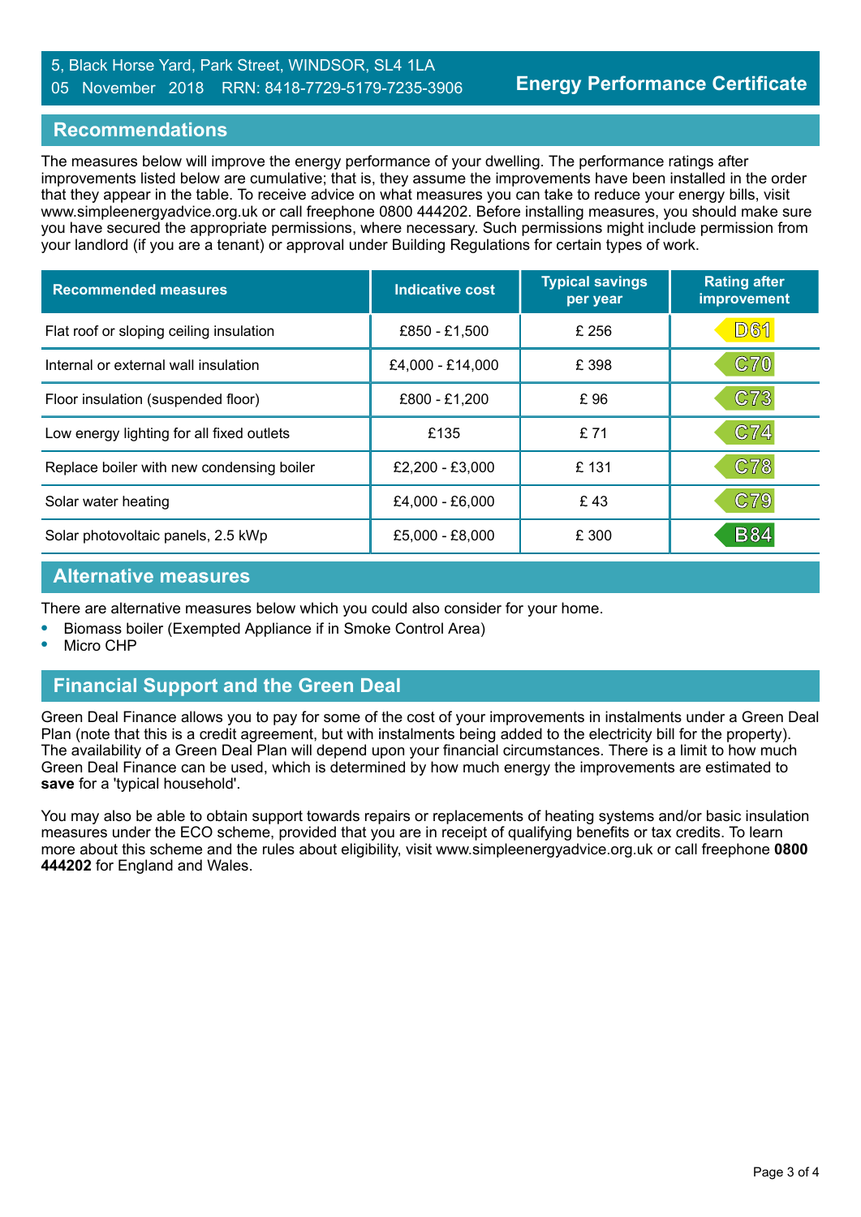5, Black Horse Yard, Park Street, WINDSOR, SL4 1LA
05 November 2018 RRN: 8418-7729-5179-7235-3906

**Energy Performance Certificate**

## Recommendations

The measures below will improve the energy performance of your dwelling. The performance ratings after improvements listed below are cumulative; that is, they assume the improvements have been installed in the order that they appear in the table. To receive advice on what measures you can take to reduce your energy bills, visit www.simpleenergyadvice.org.uk or call freephone 0800 444202. Before installing measures, you should make sure you have secured the appropriate permissions, where necessary. Such permissions might include permission from your landlord (if you are a tenant) or approval under Building Regulations for certain types of work.

| Recommended measures | Indicative cost | Typical savings per year | Rating after improvement |
|---|---|---|---|
| Flat roof or sloping ceiling insulation | £850 - £1,500 | £ 256 | D61 |
| Internal or external wall insulation | £4,000 - £14,000 | £ 398 | C70 |
| Floor insulation (suspended floor) | £800 - £1,200 | £ 96 | C73 |
| Low energy lighting for all fixed outlets | £135 | £ 71 | C74 |
| Replace boiler with new condensing boiler | £2,200 - £3,000 | £ 131 | C78 |
| Solar water heating | £4,000 - £6,000 | £ 43 | C79 |
| Solar photovoltaic panels, 2.5 kWp | £5,000 - £8,000 | £ 300 | B84 |

## Alternative measures

There are alternative measures below which you could also consider for your home.

- Biomass boiler (Exempted Appliance if in Smoke Control Area)
- Micro CHP

## Financial Support and the Green Deal

Green Deal Finance allows you to pay for some of the cost of your improvements in instalments under a Green Deal Plan (note that this is a credit agreement, but with instalments being added to the electricity bill for the property). The availability of a Green Deal Plan will depend upon your financial circumstances. There is a limit to how much Green Deal Finance can be used, which is determined by how much energy the improvements are estimated to **save** for a 'typical household'.

You may also be able to obtain support towards repairs or replacements of heating systems and/or basic insulation measures under the ECO scheme, provided that you are in receipt of qualifying benefits or tax credits. To learn more about this scheme and the rules about eligibility, visit www.simpleenergyadvice.org.uk or call freephone **0800 444202** for England and Wales.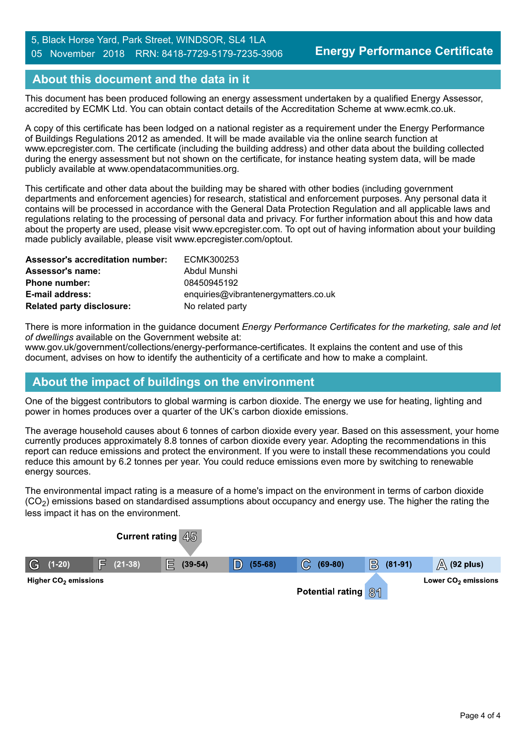5, Black Horse Yard, Park Street, WINDSOR, SL4 1LA
05 November 2018 RRN: 8418-7729-5179-7235-3906

**Energy Performance Certificate**

## About this document and the data in it

This document has been produced following an energy assessment undertaken by a qualified Energy Assessor, accredited by ECMK Ltd. You can obtain contact details of the Accreditation Scheme at www.ecmk.co.uk.

A copy of this certificate has been lodged on a national register as a requirement under the Energy Performance of Buildings Regulations 2012 as amended. It will be made available via the online search function at www.epcregister.com. The certificate (including the building address) and other data about the building collected during the energy assessment but not shown on the certificate, for instance heating system data, will be made publicly available at www.opendatacommunities.org.

This certificate and other data about the building may be shared with other bodies (including government departments and enforcement agencies) for research, statistical and enforcement purposes. Any personal data it contains will be processed in accordance with the General Data Protection Regulation and all applicable laws and regulations relating to the processing of personal data and privacy. For further information about this and how data about the property are used, please visit www.epcregister.com. To opt out of having information about your building made publicly available, please visit www.epcregister.com/optout.

| | |
|---|---|
| **Assessor's accreditation number:** | ECMK300253 |
| **Assessor's name:** | Abdul Munshi |
| **Phone number:** | 08450945192 |
| **E-mail address:** | enquiries@vibrantenergymatters.co.uk |
| **Related party disclosure:** | No related party |

There is more information in the guidance document *Energy Performance Certificates for the marketing, sale and let of dwellings* available on the Government website at:
www.gov.uk/government/collections/energy-performance-certificates. It explains the content and use of this document, advises on how to identify the authenticity of a certificate and how to make a complaint.

## About the impact of buildings on the environment

One of the biggest contributors to global warming is carbon dioxide. The energy we use for heating, lighting and power in homes produces over a quarter of the UK's carbon dioxide emissions.

The average household causes about 6 tonnes of carbon dioxide every year. Based on this assessment, your home currently produces approximately 8.8 tonnes of carbon dioxide every year. Adopting the recommendations in this report can reduce emissions and protect the environment. If you were to install these recommendations you could reduce this amount by 6.2 tonnes per year. You could reduce emissions even more by switching to renewable energy sources.

The environmental impact rating is a measure of a home's impact on the environment in terms of carbon dioxide ($CO_2$) emissions based on standardised assumptions about occupancy and energy use. The higher the rating the less impact it has on the environment.

Current rating 45

G (1-20)
F (21-38)
E (39-54)
D (55-68)
C (69-80)
B (81-91)
A (92 plus)

Higher $CO_2$ emissions
Lower $CO_2$ emissions

Potential rating 81